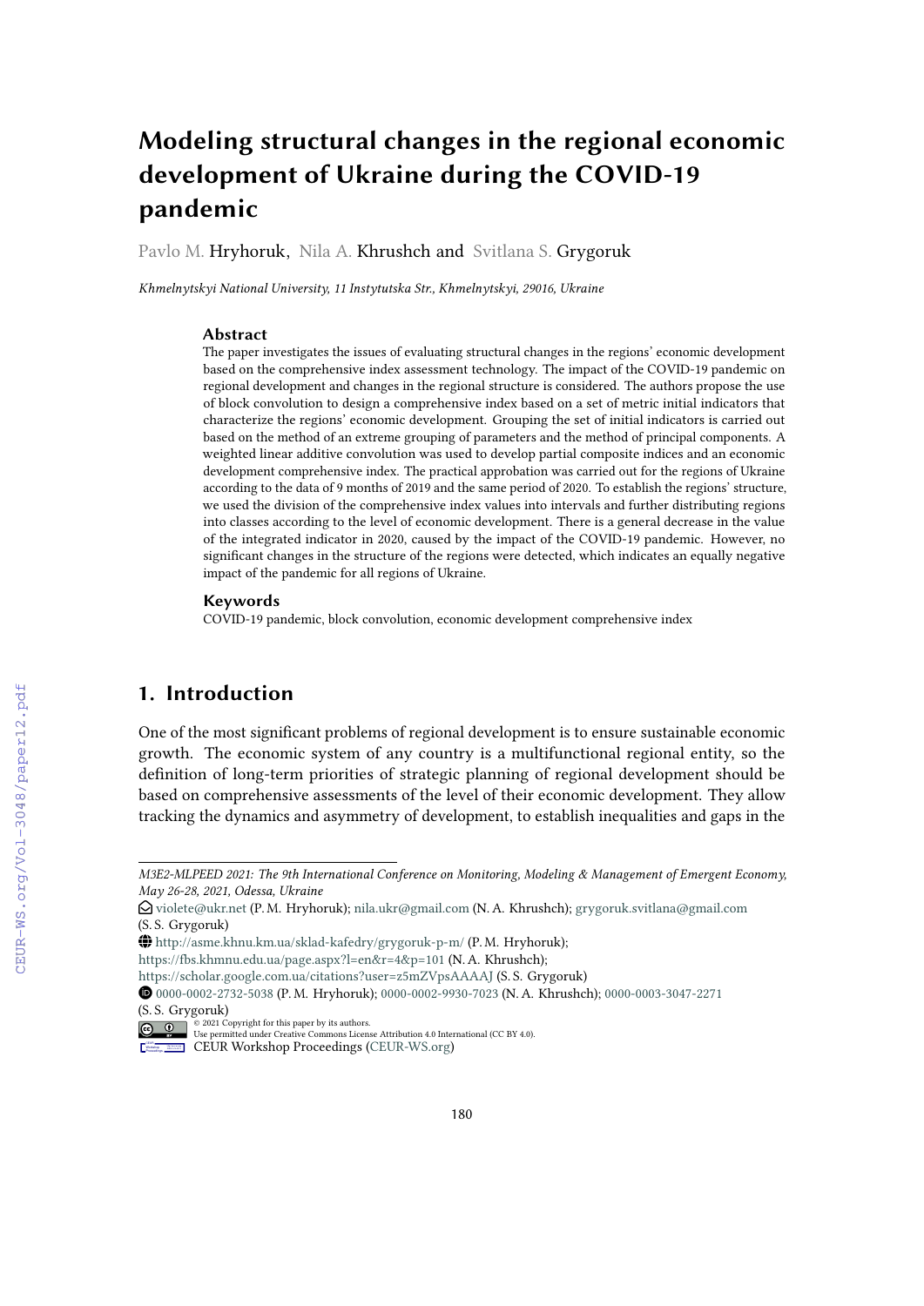# Modeling structural changes in the regional economic development of Ukraine during the COVID-19 pandemic

Pavlo M. Hryhoruk, Nila A. Khrushch and Svitlana S. Grygoruk

*Khmelnytskyi National University, 11 Instytutska Str., Khmelnytskyi, 29016, Ukraine*

### Abstract

The paper investigates the issues of evaluating structural changes in the regions' economic development based on the comprehensive index assessment technology. The impact of the COVID-19 pandemic on regional development and changes in the regional structure is considered. The authors propose the use of block convolution to design a comprehensive index based on a set of metric initial indicators that characterize the regions' economic development. Grouping the set of initial indicators is carried out based on the method of an extreme grouping of parameters and the method of principal components. A weighted linear additive convolution was used to develop partial composite indices and an economic development comprehensive index. The practical approbation was carried out for the regions of Ukraine according to the data of 9 months of 2019 and the same period of 2020. To establish the regions' structure, we used the division of the comprehensive index values into intervals and further distributing regions into classes according to the level of economic development. There is a general decrease in the value of the integrated indicator in 2020, caused by the impact of the COVID-19 pandemic. However, no significant changes in the structure of the regions were detected, which indicates an equally negative impact of the pandemic for all regions of Ukraine.

### Keywords

COVID-19 pandemic, block convolution, economic development comprehensive index

## 1. Introduction

One of the most significant problems of regional development is to ensure sustainable economic growth. The economic system of any country is a multifunctional regional entity, so the definition of long-term priorities of strategic planning of regional development should be based on comprehensive assessments of the level of their economic development. They allow tracking the dynamics and asymmetry of development, to establish inequalities and gaps in the

---

*M3E2-MLPEED 2021: The 9th International Conference on Monitoring, Modeling & Management of Emergent Economy, May 26-28, 2021, Odessa, Ukraine*

violete@ukr.net (P. M. Hryhoruk); nila.ukr@gmail.com (N. A. Khrushch); grygoruk.svitlana@gmail.com (S. S. Grygoruk)

http://asme.khnu.km.ua/sklad-kafedry/grygoruk-p-m/ (P. M. Hryhoruk); https://fbs.khmnu.edu.ua/page.aspx?l=en&r=4&p=101 (N. A. Khrushch); https://scholar.google.com.ua/citations?user=z5mZVpsAAAAJ (S. S. Grygoruk)

0000-0002-2732-5038 (P. M. Hryhoruk); 0000-0002-9930-7023 (N. A. Khrushch); 0000-0003-3047-2271 (S. S. Grygoruk)

© 2021 Copyright for this paper by its authors. Use permitted under Creative Commons License Attribution 4.0 International (CC BY 4.0).

CEUR Workshop Proceedings (CEUR-WS.org)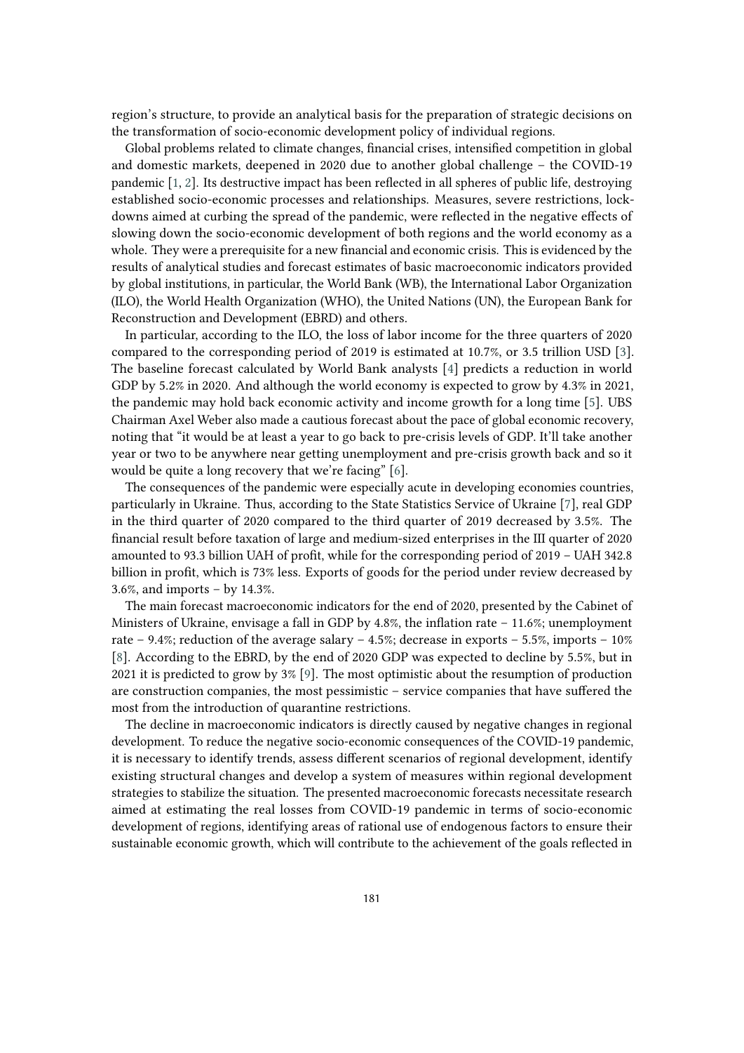region's structure, to provide an analytical basis for the preparation of strategic decisions on the transformation of socio-economic development policy of individual regions.

Global problems related to climate changes, financial crises, intensified competition in global and domestic markets, deepened in 2020 due to another global challenge – the COVID-19 pandemic [1, 2]. Its destructive impact has been reflected in all spheres of public life, destroying established socio-economic processes and relationships. Measures, severe restrictions, lockdowns aimed at curbing the spread of the pandemic, were reflected in the negative effects of slowing down the socio-economic development of both regions and the world economy as a whole. They were a prerequisite for a new financial and economic crisis. This is evidenced by the results of analytical studies and forecast estimates of basic macroeconomic indicators provided by global institutions, in particular, the World Bank (WB), the International Labor Organization (ILO), the World Health Organization (WHO), the United Nations (UN), the European Bank for Reconstruction and Development (EBRD) and others.

In particular, according to the ILO, the loss of labor income for the three quarters of 2020 compared to the corresponding period of 2019 is estimated at 10.7%, or 3.5 trillion USD [3]. The baseline forecast calculated by World Bank analysts [4] predicts a reduction in world GDP by 5.2% in 2020. And although the world economy is expected to grow by 4.3% in 2021, the pandemic may hold back economic activity and income growth for a long time [5]. UBS Chairman Axel Weber also made a cautious forecast about the pace of global economic recovery, noting that "it would be at least a year to go back to pre-crisis levels of GDP. It'll take another year or two to be anywhere near getting unemployment and pre-crisis growth back and so it would be quite a long recovery that we're facing" [6].

The consequences of the pandemic were especially acute in developing economies countries, particularly in Ukraine. Thus, according to the State Statistics Service of Ukraine [7], real GDP in the third quarter of 2020 compared to the third quarter of 2019 decreased by 3.5%. The financial result before taxation of large and medium-sized enterprises in the III quarter of 2020 amounted to 93.3 billion UAH of profit, while for the corresponding period of 2019 – UAH 342.8 billion in profit, which is 73% less. Exports of goods for the period under review decreased by 3.6%, and imports – by 14.3%.

The main forecast macroeconomic indicators for the end of 2020, presented by the Cabinet of Ministers of Ukraine, envisage a fall in GDP by 4.8%, the inflation rate – 11.6%; unemployment rate – 9.4%; reduction of the average salary – 4.5%; decrease in exports – 5.5%, imports – 10% [8]. According to the EBRD, by the end of 2020 GDP was expected to decline by 5.5%, but in 2021 it is predicted to grow by 3% [9]. The most optimistic about the resumption of production are construction companies, the most pessimistic – service companies that have suffered the most from the introduction of quarantine restrictions.

The decline in macroeconomic indicators is directly caused by negative changes in regional development. To reduce the negative socio-economic consequences of the COVID-19 pandemic, it is necessary to identify trends, assess different scenarios of regional development, identify existing structural changes and develop a system of measures within regional development strategies to stabilize the situation. The presented macroeconomic forecasts necessitate research aimed at estimating the real losses from COVID-19 pandemic in terms of socio-economic development of regions, identifying areas of rational use of endogenous factors to ensure their sustainable economic growth, which will contribute to the achievement of the goals reflected in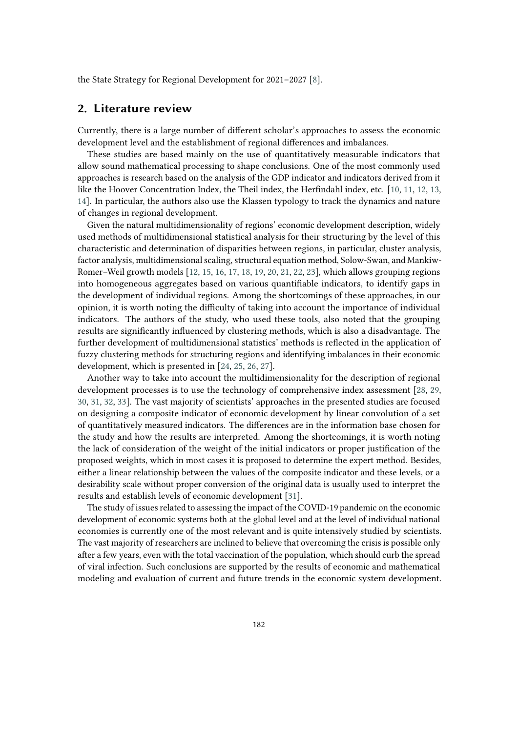the State Strategy for Regional Development for 2021–2027 [8].

## 2. Literature review

Currently, there is a large number of different scholar's approaches to assess the economic development level and the establishment of regional differences and imbalances.

These studies are based mainly on the use of quantitatively measurable indicators that allow sound mathematical processing to shape conclusions. One of the most commonly used approaches is research based on the analysis of the GDP indicator and indicators derived from it like the Hoover Concentration Index, the Theil index, the Herfindahl index, etc. [10, 11, 12, 13, 14]. In particular, the authors also use the Klassen typology to track the dynamics and nature of changes in regional development.

Given the natural multidimensionality of regions' economic development description, widely used methods of multidimensional statistical analysis for their structuring by the level of this characteristic and determination of disparities between regions, in particular, cluster analysis, factor analysis, multidimensional scaling, structural equation method, Solow-Swan, and Mankiw-Romer–Weil growth models [12, 15, 16, 17, 18, 19, 20, 21, 22, 23], which allows grouping regions into homogeneous aggregates based on various quantifiable indicators, to identify gaps in the development of individual regions. Among the shortcomings of these approaches, in our opinion, it is worth noting the difficulty of taking into account the importance of individual indicators. The authors of the study, who used these tools, also noted that the grouping results are significantly influenced by clustering methods, which is also a disadvantage. The further development of multidimensional statistics' methods is reflected in the application of fuzzy clustering methods for structuring regions and identifying imbalances in their economic development, which is presented in [24, 25, 26, 27].

Another way to take into account the multidimensionality for the description of regional development processes is to use the technology of comprehensive index assessment [28, 29, 30, 31, 32, 33]. The vast majority of scientists' approaches in the presented studies are focused on designing a composite indicator of economic development by linear convolution of a set of quantitatively measured indicators. The differences are in the information base chosen for the study and how the results are interpreted. Among the shortcomings, it is worth noting the lack of consideration of the weight of the initial indicators or proper justification of the proposed weights, which in most cases it is proposed to determine the expert method. Besides, either a linear relationship between the values of the composite indicator and these levels, or a desirability scale without proper conversion of the original data is usually used to interpret the results and establish levels of economic development [31].

The study of issues related to assessing the impact of the COVID-19 pandemic on the economic development of economic systems both at the global level and at the level of individual national economies is currently one of the most relevant and is quite intensively studied by scientists. The vast majority of researchers are inclined to believe that overcoming the crisis is possible only after a few years, even with the total vaccination of the population, which should curb the spread of viral infection. Such conclusions are supported by the results of economic and mathematical modeling and evaluation of current and future trends in the economic system development.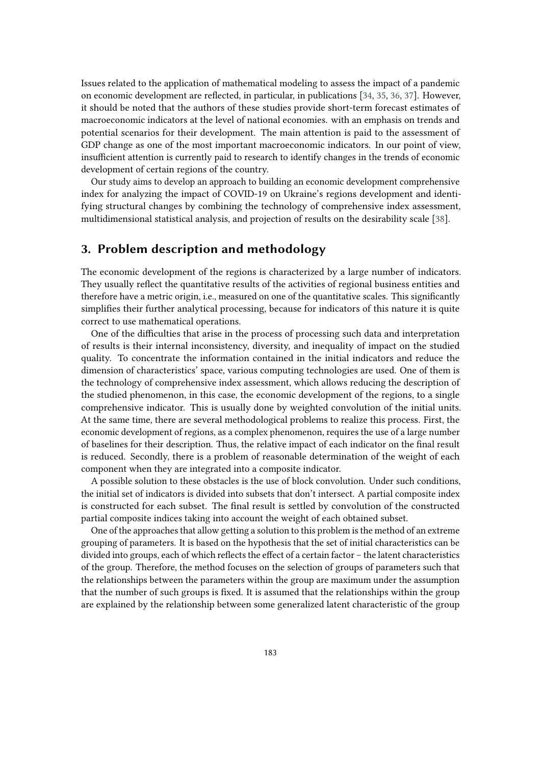Issues related to the application of mathematical modeling to assess the impact of a pandemic on economic development are reflected, in particular, in publications [34, 35, 36, 37]. However, it should be noted that the authors of these studies provide short-term forecast estimates of macroeconomic indicators at the level of national economies. with an emphasis on trends and potential scenarios for their development. The main attention is paid to the assessment of GDP change as one of the most important macroeconomic indicators. In our point of view, insufficient attention is currently paid to research to identify changes in the trends of economic development of certain regions of the country.

Our study aims to develop an approach to building an economic development comprehensive index for analyzing the impact of COVID-19 on Ukraine's regions development and identifying structural changes by combining the technology of comprehensive index assessment, multidimensional statistical analysis, and projection of results on the desirability scale [38].

## 3. Problem description and methodology

The economic development of the regions is characterized by a large number of indicators. They usually reflect the quantitative results of the activities of regional business entities and therefore have a metric origin, i.e., measured on one of the quantitative scales. This significantly simplifies their further analytical processing, because for indicators of this nature it is quite correct to use mathematical operations.

One of the difficulties that arise in the process of processing such data and interpretation of results is their internal inconsistency, diversity, and inequality of impact on the studied quality. To concentrate the information contained in the initial indicators and reduce the dimension of characteristics' space, various computing technologies are used. One of them is the technology of comprehensive index assessment, which allows reducing the description of the studied phenomenon, in this case, the economic development of the regions, to a single comprehensive indicator. This is usually done by weighted convolution of the initial units. At the same time, there are several methodological problems to realize this process. First, the economic development of regions, as a complex phenomenon, requires the use of a large number of baselines for their description. Thus, the relative impact of each indicator on the final result is reduced. Secondly, there is a problem of reasonable determination of the weight of each component when they are integrated into a composite indicator.

A possible solution to these obstacles is the use of block convolution. Under such conditions, the initial set of indicators is divided into subsets that don't intersect. A partial composite index is constructed for each subset. The final result is settled by convolution of the constructed partial composite indices taking into account the weight of each obtained subset.

One of the approaches that allow getting a solution to this problem is the method of an extreme grouping of parameters. It is based on the hypothesis that the set of initial characteristics can be divided into groups, each of which reflects the effect of a certain factor – the latent characteristics of the group. Therefore, the method focuses on the selection of groups of parameters such that the relationships between the parameters within the group are maximum under the assumption that the number of such groups is fixed. It is assumed that the relationships within the group are explained by the relationship between some generalized latent characteristic of the group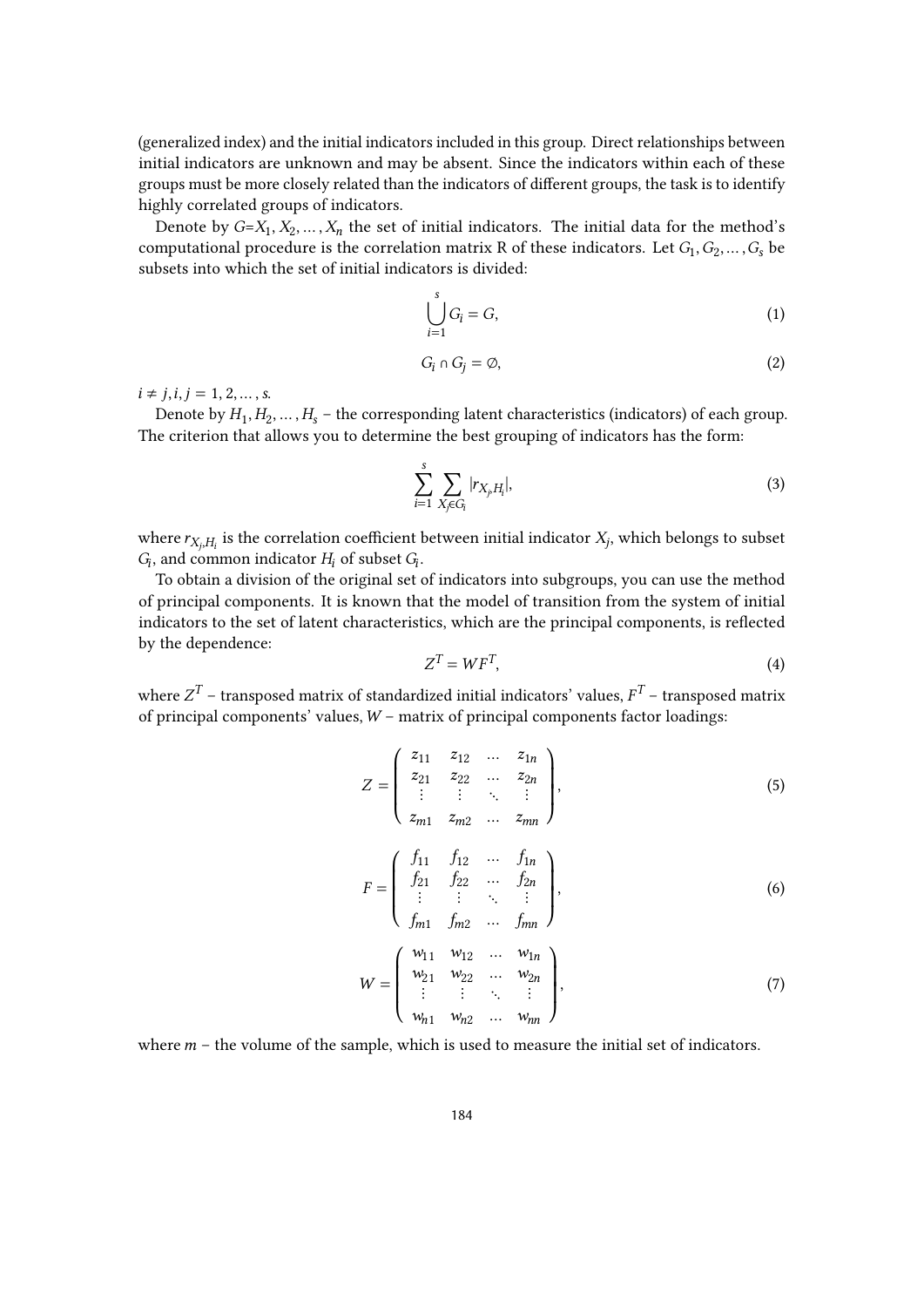(generalized index) and the initial indicators included in this group. Direct relationships between initial indicators are unknown and may be absent. Since the indicators within each of these groups must be more closely related than the indicators of different groups, the task is to identify highly correlated groups of indicators.

Denote by $G$=$X_1, X_2, \ldots, X_n$ the set of initial indicators. The initial data for the method's computational procedure is the correlation matrix R of these indicators. Let $G_1, G_2, \ldots, G_s$ be subsets into which the set of initial indicators is divided:

$$\bigcup_{i=1}^{s} G_i = G, \tag{1}$$

$$G_i \cap G_j = \emptyset, \tag{2}$$

$i \neq j, i, j = 1, 2, \ldots, s.$

Denote by $H_1, H_2, \ldots, H_s$ – the corresponding latent characteristics (indicators) of each group. The criterion that allows you to determine the best grouping of indicators has the form:

$$\sum_{i=1}^{s} \sum_{X_j \in G_i} |r_{X_j, H_i}|, \tag{3}$$

where $r_{X_j, H_i}$ is the correlation coefficient between initial indicator $X_j$, which belongs to subset $G_i$, and common indicator $H_i$ of subset $G_i$.

To obtain a division of the original set of indicators into subgroups, you can use the method of principal components. It is known that the model of transition from the system of initial indicators to the set of latent characteristics, which are the principal components, is reflected by the dependence:

$$Z^T = WF^T, \tag{4}$$

where $Z^T$ – transposed matrix of standardized initial indicators' values, $F^T$ – transposed matrix of principal components' values, $W$ – matrix of principal components factor loadings:

$$Z = \begin{pmatrix} z_{11} & z_{12} & \ldots & z_{1n} \\ z_{21} & z_{22} & \ldots & z_{2n} \\ \vdots & \vdots & \ddots & \vdots \\ z_{m1} & z_{m2} & \ldots & z_{mn} \end{pmatrix}, \tag{5}$$

$$F = \begin{pmatrix} f_{11} & f_{12} & \ldots & f_{1n} \\ f_{21} & f_{22} & \ldots & f_{2n} \\ \vdots & \vdots & \ddots & \vdots \\ f_{m1} & f_{m2} & \ldots & f_{mn} \end{pmatrix}, \tag{6}$$

$$W = \begin{pmatrix} w_{11} & w_{12} & \ldots & w_{1n} \\ w_{21} & w_{22} & \ldots & w_{2n} \\ \vdots & \vdots & \ddots & \vdots \\ w_{n1} & w_{n2} & \ldots & w_{nn} \end{pmatrix}, \tag{7}$$

where $m$ – the volume of the sample, which is used to measure the initial set of indicators.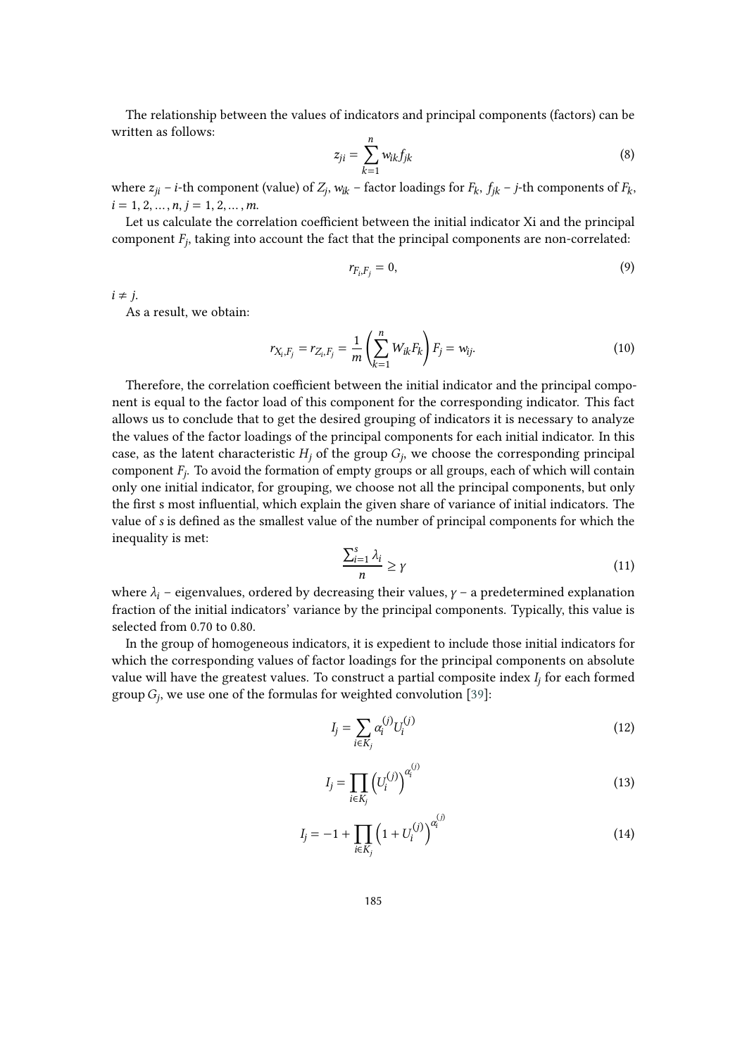The relationship between the values of indicators and principal components (factors) can be written as follows:

$$z_{ji} = \sum_{k=1}^{n} w_{ik} f_{jk} \tag{8}$$

where $z_{ji}$ – $i$-th component (value) of $Z_j$, $w_{ik}$ – factor loadings for $F_k$, $f_{jk}$ – $j$-th components of $F_k$, $i = 1, 2, \ldots, n$, $j = 1, 2, \ldots, m$.

Let us calculate the correlation coefficient between the initial indicator Xi and the principal component $F_j$, taking into account the fact that the principal components are non-correlated:

$$r_{F_i, F_j} = 0, \tag{9}$$

$i \neq j$.

As a result, we obtain:

$$r_{X_i, F_j} = r_{Z_i, F_j} = \frac{1}{m} \left( \sum_{k=1}^{n} W_{ik} F_k \right) F_j = w_{ij}. \tag{10}$$

Therefore, the correlation coefficient between the initial indicator and the principal component is equal to the factor load of this component for the corresponding indicator. This fact allows us to conclude that to get the desired grouping of indicators it is necessary to analyze the values of the factor loadings of the principal components for each initial indicator. In this case, as the latent characteristic $H_j$ of the group $G_j$, we choose the corresponding principal component $F_j$. To avoid the formation of empty groups or all groups, each of which will contain only one initial indicator, for grouping, we choose not all the principal components, but only the first s most influential, which explain the given share of variance of initial indicators. The value of $s$ is defined as the smallest value of the number of principal components for which the inequality is met:

$$\frac{\sum_{i=1}^{s} \lambda_i}{n} \geq \gamma \tag{11}$$

where $\lambda_i$ – eigenvalues, ordered by decreasing their values, $\gamma$ – a predetermined explanation fraction of the initial indicators' variance by the principal components. Typically, this value is selected from 0.70 to 0.80.

In the group of homogeneous indicators, it is expedient to include those initial indicators for which the corresponding values of factor loadings for the principal components on absolute value will have the greatest values. To construct a partial composite index $I_j$ for each formed group $G_j$, we use one of the formulas for weighted convolution [39]:

$$I_j = \sum_{i \in K_j} \alpha_i^{(j)} U_i^{(j)} \tag{12}$$

$$I_j = \prod_{i \in K_j} \left( U_i^{(j)} \right)^{\alpha_i^{(j)}} \tag{13}$$

$$I_j = -1 + \prod_{i \in K_j} \left( 1 + U_i^{(j)} \right)^{\alpha_i^{(j)}} \tag{14}$$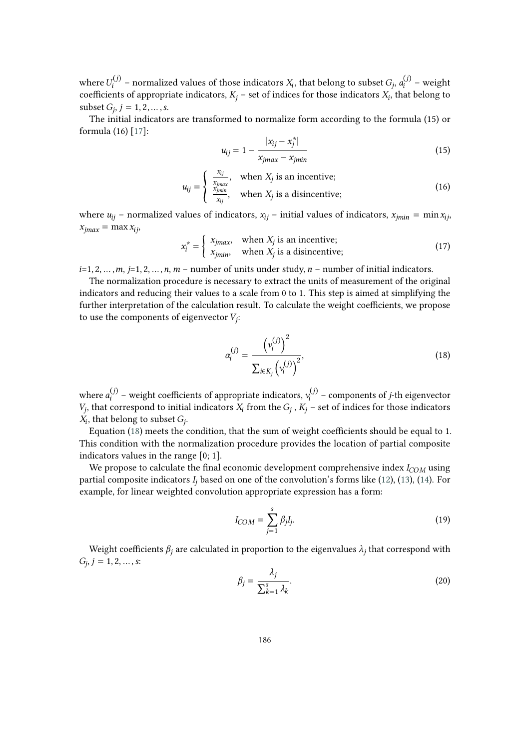where $U_i^{(j)}$ – normalized values of those indicators $X_i$, that belong to subset $G_j$, $a_i^{(j)}$ – weight coefficients of appropriate indicators, $K_j$ – set of indices for those indicators $X_i$, that belong to subset $G_j$, $j = 1, 2, \ldots, s$.

The initial indicators are transformed to normalize form according to the formula (15) or formula (16) [17]:

$$u_{ij} = 1 - \frac{|x_{ij} - x_j^*|}{x_{jmax} - x_{jmin}} \tag{15}$$

$$u_{ij} = \begin{cases} \frac{x_{ij}}{x_{jmax}}, & \text{when } X_j \text{ is an incentive;} \\ \frac{x_{jmin}}{x_{ij}}, & \text{when } X_j \text{ is a disincentive;} \end{cases} \tag{16}$$

where $u_{ij}$ – normalized values of indicators, $x_{ij}$ – initial values of indicators, $x_{jmin} = \min x_{ij}$, $x_{jmax} = \max x_{ij}$,

$$x_i^* = \begin{cases} x_{jmax}, & \text{when } X_j \text{ is an incentive;} \\ x_{jmin}, & \text{when } X_j \text{ is a disincentive;} \end{cases} \tag{17}$$

$i$=1, 2, …, $m$, $j$=1, 2, …, $n$, $m$ – number of units under study, $n$ – number of initial indicators.

The normalization procedure is necessary to extract the units of measurement of the original indicators and reducing their values to a scale from 0 to 1. This step is aimed at simplifying the further interpretation of the calculation result. To calculate the weight coefficients, we propose to use the components of eigenvector $V_j$:

$$\alpha_i^{(j)} = \frac{\left(v_i^{(j)}\right)^2}{\sum_{i \in K_j} \left(v_i^{(j)}\right)^2}, \tag{18}$$

where $a_i^{(j)}$ – weight coefficients of appropriate indicators, $v_i^{(j)}$ – components of $j$-th eigenvector $V_j$, that correspond to initial indicators $X_i$ from the $G_j$ , $K_j$ – set of indices for those indicators $X_i$, that belong to subset $G_j$.

Equation (18) meets the condition, that the sum of weight coefficients should be equal to 1. This condition with the normalization procedure provides the location of partial composite indicators values in the range [0; 1].

We propose to calculate the final economic development comprehensive index $I_{COM}$ using partial composite indicators $I_j$ based on one of the convolution's forms like (12), (13), (14). For example, for linear weighted convolution appropriate expression has a form:

$$I_{COM} = \sum_{j=1}^{s} \beta_j I_j. \tag{19}$$

Weight coefficients $\beta_j$ are calculated in proportion to the eigenvalues $\lambda_j$ that correspond with $G_j$, $j = 1, 2, \ldots, s$:

$$\beta_j = \frac{\lambda_j}{\sum_{k=1}^{s} \lambda_k}. \tag{20}$$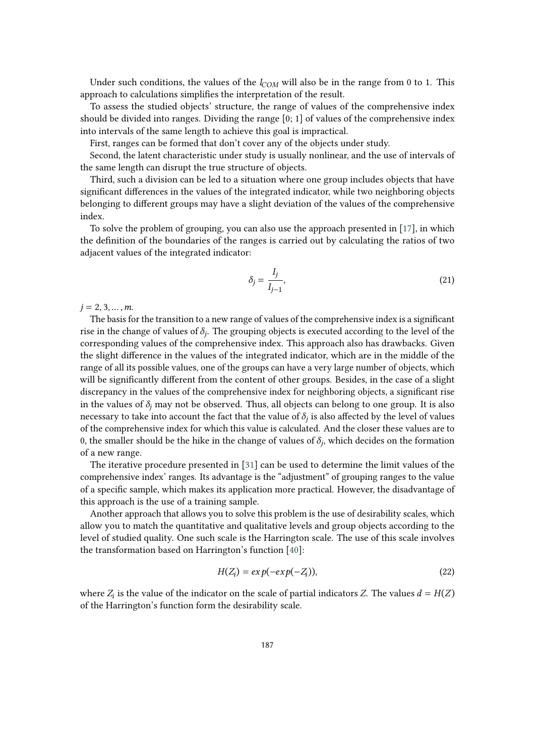Under such conditions, the values of the $I_{COM}$ will also be in the range from 0 to 1. This approach to calculations simplifies the interpretation of the result.

To assess the studied objects' structure, the range of values of the comprehensive index should be divided into ranges. Dividing the range [0; 1] of values of the comprehensive index into intervals of the same length to achieve this goal is impractical.

First, ranges can be formed that don't cover any of the objects under study.

Second, the latent characteristic under study is usually nonlinear, and the use of intervals of the same length can disrupt the true structure of objects.

Third, such a division can be led to a situation where one group includes objects that have significant differences in the values of the integrated indicator, while two neighboring objects belonging to different groups may have a slight deviation of the values of the comprehensive index.

To solve the problem of grouping, you can also use the approach presented in [17], in which the definition of the boundaries of the ranges is carried out by calculating the ratios of two adjacent values of the integrated indicator:

$$\delta_j = \frac{I_j}{I_{j-1}}, \tag{21}$$

$j = 2, 3, \dots, m$.

The basis for the transition to a new range of values of the comprehensive index is a significant rise in the change of values of $\delta_j$. The grouping objects is executed according to the level of the corresponding values of the comprehensive index. This approach also has drawbacks. Given the slight difference in the values of the integrated indicator, which are in the middle of the range of all its possible values, one of the groups can have a very large number of objects, which will be significantly different from the content of other groups. Besides, in the case of a slight discrepancy in the values of the comprehensive index for neighboring objects, a significant rise in the values of $\delta_j$ may not be observed. Thus, all objects can belong to one group. It is also necessary to take into account the fact that the value of $\delta_j$ is also affected by the level of values of the comprehensive index for which this value is calculated. And the closer these values are to 0, the smaller should be the hike in the change of values of $\delta_j$, which decides on the formation of a new range.

The iterative procedure presented in [31] can be used to determine the limit values of the comprehensive index' ranges. Its advantage is the "adjustment" of grouping ranges to the value of a specific sample, which makes its application more practical. However, the disadvantage of this approach is the use of a training sample.

Another approach that allows you to solve this problem is the use of desirability scales, which allow you to match the quantitative and qualitative levels and group objects according to the level of studied quality. One such scale is the Harrington scale. The use of this scale involves the transformation based on Harrington's function [40]:

$$H(Z_i) = exp(-exp(-Z_i)), \tag{22}$$

where $Z_i$ is the value of the indicator on the scale of partial indicators $Z$. The values $d = H(Z)$ of the Harrington's function form the desirability scale.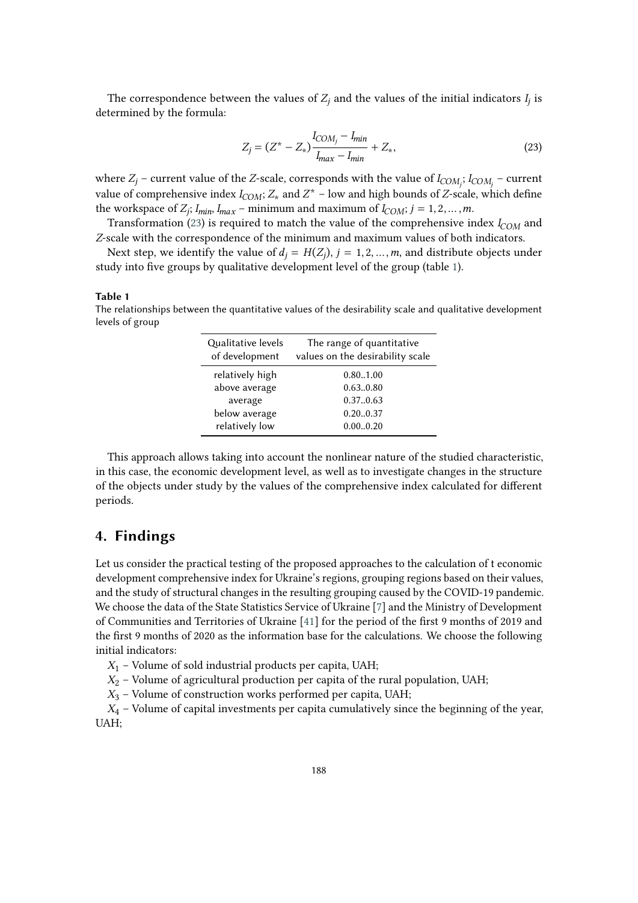The correspondence between the values of $Z_j$ and the values of the initial indicators $I_j$ is determined by the formula:

$$Z_j = (Z^* - Z_*)\frac{I_{COM_j} - I_{min}}{I_{max} - I_{min}} + Z_*, \tag{23}$$

where $Z_j$ – current value of the $Z$-scale, corresponds with the value of $I_{COM_j}$; $I_{COM_j}$ – current value of comprehensive index $I_{COM}$; $Z_*$ and $Z^*$ – low and high bounds of $Z$-scale, which define the workspace of $Z_j$; $I_{min}$, $I_{max}$ – minimum and maximum of $I_{COM}$; $j = 1, 2, \ldots, m$.

Transformation (23) is required to match the value of the comprehensive index $I_{COM}$ and $Z$-scale with the correspondence of the minimum and maximum values of both indicators.

Next step, we identify the value of $d_j = H(Z_j)$, $j = 1, 2, \ldots, m$, and distribute objects under study into five groups by qualitative development level of the group (table 1).

**Table 1**
The relationships between the quantitative values of the desirability scale and qualitative development levels of group

| Qualitative levels of development | The range of quantitative values on the desirability scale |
|---|---|
| relatively high | 0.80..1.00 |
| above average | 0.63..0.80 |
| average | 0.37..0.63 |
| below average | 0.20..0.37 |
| relatively low | 0.00..0.20 |

This approach allows taking into account the nonlinear nature of the studied characteristic, in this case, the economic development level, as well as to investigate changes in the structure of the objects under study by the values of the comprehensive index calculated for different periods.

## 4. Findings

Let us consider the practical testing of the proposed approaches to the calculation of t economic development comprehensive index for Ukraine's regions, grouping regions based on their values, and the study of structural changes in the resulting grouping caused by the COVID-19 pandemic. We choose the data of the State Statistics Service of Ukraine [7] and the Ministry of Development of Communities and Territories of Ukraine [41] for the period of the first 9 months of 2019 and the first 9 months of 2020 as the information base for the calculations. We choose the following initial indicators:

$X_1$ – Volume of sold industrial products per capita, UAH;

$X_2$ – Volume of agricultural production per capita of the rural population, UAH;

$X_3$ – Volume of construction works performed per capita, UAH;

$X_4$ – Volume of capital investments per capita cumulatively since the beginning of the year, UAH;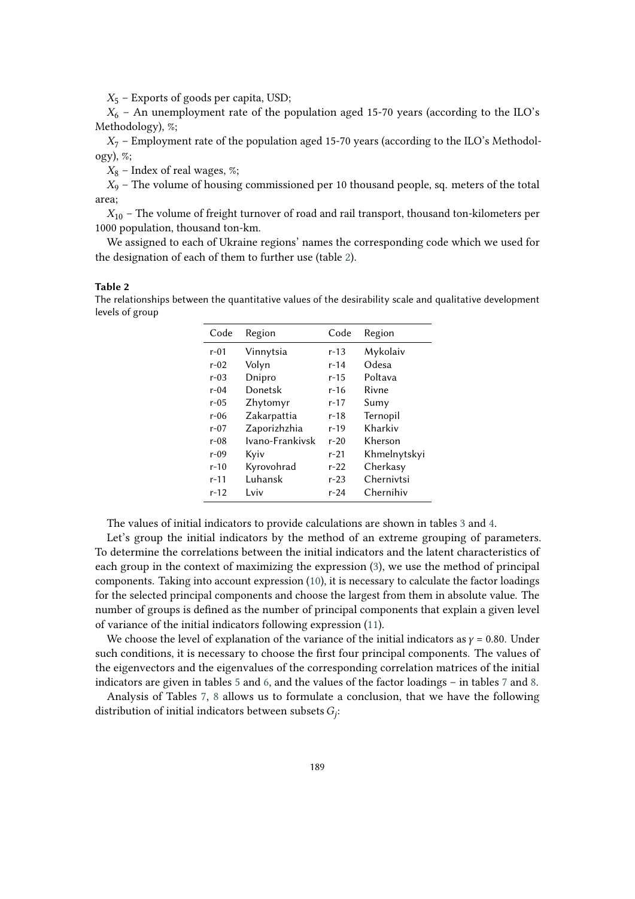$X_5$ – Exports of goods per capita, USD;

$X_6$ – An unemployment rate of the population aged 15-70 years (according to the ILO's Methodology), %;

$X_7$ – Employment rate of the population aged 15-70 years (according to the ILO's Methodology), %;

$X_8$ – Index of real wages, %;

$X_9$ – The volume of housing commissioned per 10 thousand people, sq. meters of the total area;

$X_{10}$ – The volume of freight turnover of road and rail transport, thousand ton-kilometers per 1000 population, thousand ton-km.

We assigned to each of Ukraine regions' names the corresponding code which we used for the designation of each of them to further use (table 2).

**Table 2**
The relationships between the quantitative values of the desirability scale and qualitative development levels of group

| Code | Region | Code | Region |
|---|---|---|---|
| r-01 | Vinnytsia | r-13 | Mykolaiv |
| r-02 | Volyn | r-14 | Odesa |
| r-03 | Dnipro | r-15 | Poltava |
| r-04 | Donetsk | r-16 | Rivne |
| r-05 | Zhytomyr | r-17 | Sumy |
| r-06 | Zakarpattia | r-18 | Ternopil |
| r-07 | Zaporizhzhia | r-19 | Kharkiv |
| r-08 | Ivano-Frankivsk | r-20 | Kherson |
| r-09 | Kyiv | r-21 | Khmelnytskyi |
| r-10 | Kyrovohrad | r-22 | Cherkasy |
| r-11 | Luhansk | r-23 | Chernivtsi |
| r-12 | Lviv | r-24 | Chernihiv |

The values of initial indicators to provide calculations are shown in tables 3 and 4.

Let's group the initial indicators by the method of an extreme grouping of parameters. To determine the correlations between the initial indicators and the latent characteristics of each group in the context of maximizing the expression (3), we use the method of principal components. Taking into account expression (10), it is necessary to calculate the factor loadings for the selected principal components and choose the largest from them in absolute value. The number of groups is defined as the number of principal components that explain a given level of variance of the initial indicators following expression (11).

We choose the level of explanation of the variance of the initial indicators as $\gamma = 0.80$. Under such conditions, it is necessary to choose the first four principal components. The values of the eigenvectors and the eigenvalues of the corresponding correlation matrices of the initial indicators are given in tables 5 and 6, and the values of the factor loadings – in tables 7 and 8.

Analysis of Tables 7, 8 allows us to formulate a conclusion, that we have the following distribution of initial indicators between subsets $G_j$: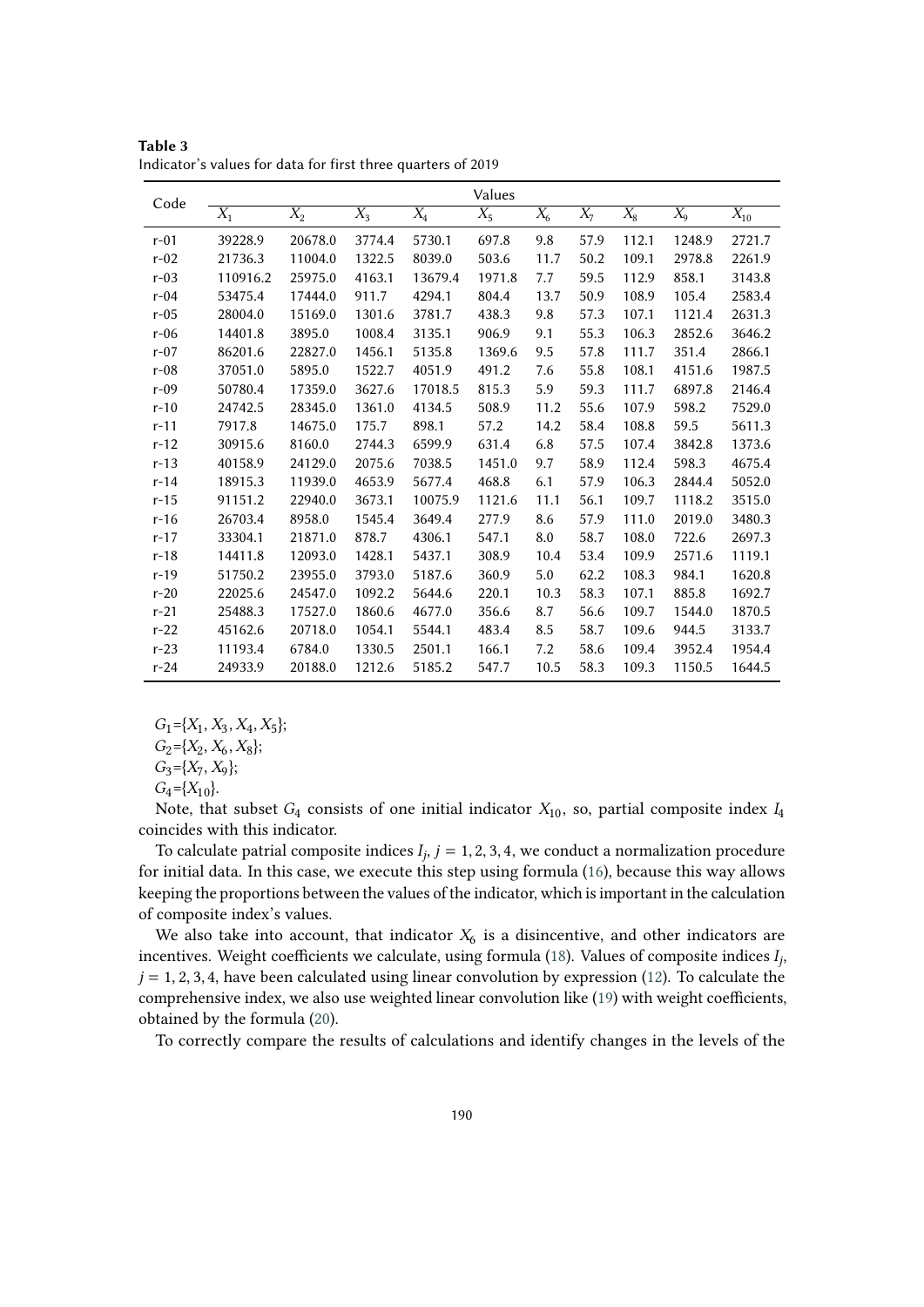**Table 3**
Indicator's values for data for first three quarters of 2019

| Code | Values | | | | | | | | | |
|---|---|---|---|---|---|---|---|---|---|---|
| | $X_1$ | $X_2$ | $X_3$ | $X_4$ | $X_5$ | $X_6$ | $X_7$ | $X_8$ | $X_9$ | $X_{10}$ |
| r-01 | 39228.9 | 20678.0 | 3774.4 | 5730.1 | 697.8 | 9.8 | 57.9 | 112.1 | 1248.9 | 2721.7 |
| r-02 | 21736.3 | 11004.0 | 1322.5 | 8039.0 | 503.6 | 11.7 | 50.2 | 109.1 | 2978.8 | 2261.9 |
| r-03 | 110916.2 | 25975.0 | 4163.1 | 13679.4 | 1971.8 | 7.7 | 59.5 | 112.9 | 858.1 | 3143.8 |
| r-04 | 53475.4 | 17444.0 | 911.7 | 4294.1 | 804.4 | 13.7 | 50.9 | 108.9 | 105.4 | 2583.4 |
| r-05 | 28004.0 | 15169.0 | 1301.6 | 3781.7 | 438.3 | 9.8 | 57.3 | 107.1 | 1121.4 | 2631.3 |
| r-06 | 14401.8 | 3895.0 | 1008.4 | 3135.1 | 906.9 | 9.1 | 55.3 | 106.3 | 2852.6 | 3646.2 |
| r-07 | 86201.6 | 22827.0 | 1456.1 | 5135.8 | 1369.6 | 9.5 | 57.8 | 111.7 | 351.4 | 2866.1 |
| r-08 | 37051.0 | 5895.0 | 1522.7 | 4051.9 | 491.2 | 7.6 | 55.8 | 108.1 | 4151.6 | 1987.5 |
| r-09 | 50780.4 | 17359.0 | 3627.6 | 17018.5 | 815.3 | 5.9 | 59.3 | 111.7 | 6897.8 | 2146.4 |
| r-10 | 24742.5 | 28345.0 | 1361.0 | 4134.5 | 508.9 | 11.2 | 55.6 | 107.9 | 598.2 | 7529.0 |
| r-11 | 7917.8 | 14675.0 | 175.7 | 898.1 | 57.2 | 14.2 | 58.4 | 108.8 | 59.5 | 5611.3 |
| r-12 | 30915.6 | 8160.0 | 2744.3 | 6599.9 | 631.4 | 6.8 | 57.5 | 107.4 | 3842.8 | 1373.6 |
| r-13 | 40158.9 | 24129.0 | 2075.6 | 7038.5 | 1451.0 | 9.7 | 58.9 | 112.4 | 598.3 | 4675.4 |
| r-14 | 18915.3 | 11939.0 | 4653.9 | 5677.4 | 468.8 | 6.1 | 57.9 | 106.3 | 2844.4 | 5052.0 |
| r-15 | 91151.2 | 22940.0 | 3673.1 | 10075.9 | 1121.6 | 11.1 | 56.1 | 109.7 | 1118.2 | 3515.0 |
| r-16 | 26703.4 | 8958.0 | 1545.4 | 3649.4 | 277.9 | 8.6 | 57.9 | 111.0 | 2019.0 | 3480.3 |
| r-17 | 33304.1 | 21871.0 | 878.7 | 4306.1 | 547.1 | 8.0 | 58.7 | 108.0 | 722.6 | 2697.3 |
| r-18 | 14411.8 | 12093.0 | 1428.1 | 5437.1 | 308.9 | 10.4 | 53.4 | 109.9 | 2571.6 | 1119.1 |
| r-19 | 51750.2 | 23955.0 | 3793.0 | 5187.6 | 360.9 | 5.0 | 62.2 | 108.3 | 984.1 | 1620.8 |
| r-20 | 22025.6 | 24547.0 | 1092.2 | 5644.6 | 220.1 | 10.3 | 58.3 | 107.1 | 885.8 | 1692.7 |
| r-21 | 25488.3 | 17527.0 | 1860.6 | 4677.0 | 356.6 | 8.7 | 56.6 | 109.7 | 1544.0 | 1870.5 |
| r-22 | 45162.6 | 20718.0 | 1054.1 | 5544.1 | 483.4 | 8.5 | 58.7 | 109.6 | 944.5 | 3133.7 |
| r-23 | 11193.4 | 6784.0 | 1330.5 | 2501.1 | 166.1 | 7.2 | 58.6 | 109.4 | 3952.4 | 1954.4 |
| r-24 | 24933.9 | 20188.0 | 1212.6 | 5185.2 | 547.7 | 10.5 | 58.3 | 109.3 | 1150.5 | 1644.5 |

$G_1=\{X_1, X_3, X_4, X_5\}$;
$G_2=\{X_2, X_6, X_8\}$;
$G_3=\{X_7, X_9\}$;
$G_4=\{X_{10}\}$.

Note, that subset $G_4$ consists of one initial indicator $X_{10}$, so, partial composite index $I_4$ coincides with this indicator.

To calculate patrial composite indices $I_j$, $j = 1, 2, 3, 4$, we conduct a normalization procedure for initial data. In this case, we execute this step using formula (16), because this way allows keeping the proportions between the values of the indicator, which is important in the calculation of composite index's values.

We also take into account, that indicator $X_6$ is a disincentive, and other indicators are incentives. Weight coefficients we calculate, using formula (18). Values of composite indices $I_j$, $j = 1, 2, 3, 4$, have been calculated using linear convolution by expression (12). To calculate the comprehensive index, we also use weighted linear convolution like (19) with weight coefficients, obtained by the formula (20).

To correctly compare the results of calculations and identify changes in the levels of the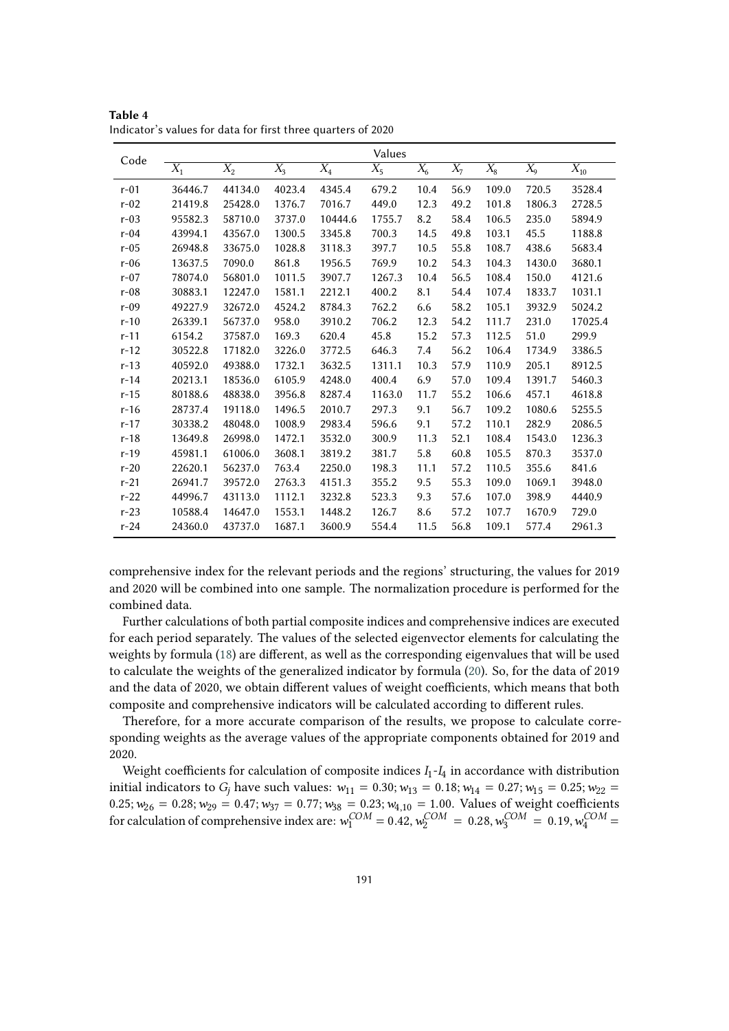**Table 4**
Indicator's values for data for first three quarters of 2020

| Code | Values | | | | | | | | | |
|---|---|---|---|---|---|---|---|---|---|---|
| | $X_1$ | $X_2$ | $X_3$ | $X_4$ | $X_5$ | $X_6$ | $X_7$ | $X_8$ | $X_9$ | $X_{10}$ |
| r-01 | 36446.7 | 44134.0 | 4023.4 | 4345.4 | 679.2 | 10.4 | 56.9 | 109.0 | 720.5 | 3528.4 |
| r-02 | 21419.8 | 25428.0 | 1376.7 | 7016.7 | 449.0 | 12.3 | 49.2 | 101.8 | 1806.3 | 2728.5 |
| r-03 | 95582.3 | 58710.0 | 3737.0 | 10444.6 | 1755.7 | 8.2 | 58.4 | 106.5 | 235.0 | 5894.9 |
| r-04 | 43994.1 | 43567.0 | 1300.5 | 3345.8 | 700.3 | 14.5 | 49.8 | 103.1 | 45.5 | 1188.8 |
| r-05 | 26948.8 | 33675.0 | 1028.8 | 3118.3 | 397.7 | 10.5 | 55.8 | 108.7 | 438.6 | 5683.4 |
| r-06 | 13637.5 | 7090.0 | 861.8 | 1956.5 | 769.9 | 10.2 | 54.3 | 104.3 | 1430.0 | 3680.1 |
| r-07 | 78074.0 | 56801.0 | 1011.5 | 3907.7 | 1267.3 | 10.4 | 56.5 | 108.4 | 150.0 | 4121.6 |
| r-08 | 30883.1 | 12247.0 | 1581.1 | 2212.1 | 400.2 | 8.1 | 54.4 | 107.4 | 1833.7 | 1031.1 |
| r-09 | 49227.9 | 32672.0 | 4524.2 | 8784.3 | 762.2 | 6.6 | 58.2 | 105.1 | 3932.9 | 5024.2 |
| r-10 | 26339.1 | 56737.0 | 958.0 | 3910.2 | 706.2 | 12.3 | 54.2 | 111.7 | 231.0 | 17025.4 |
| r-11 | 6154.2 | 37587.0 | 169.3 | 620.4 | 45.8 | 15.2 | 57.3 | 112.5 | 51.0 | 299.9 |
| r-12 | 30522.8 | 17182.0 | 3226.0 | 3772.5 | 646.3 | 7.4 | 56.2 | 106.4 | 1734.9 | 3386.5 |
| r-13 | 40592.0 | 49388.0 | 1732.1 | 3632.5 | 1311.1 | 10.3 | 57.9 | 110.9 | 205.1 | 8912.5 |
| r-14 | 20213.1 | 18536.0 | 6105.9 | 4248.0 | 400.4 | 6.9 | 57.0 | 109.4 | 1391.7 | 5460.3 |
| r-15 | 80188.6 | 48838.0 | 3956.8 | 8287.4 | 1163.0 | 11.7 | 55.2 | 106.6 | 457.1 | 4618.8 |
| r-16 | 28737.4 | 19118.0 | 1496.5 | 2010.7 | 297.3 | 9.1 | 56.7 | 109.2 | 1080.6 | 5255.5 |
| r-17 | 30338.2 | 48048.0 | 1008.9 | 2983.4 | 596.6 | 9.1 | 57.2 | 110.1 | 282.9 | 2086.5 |
| r-18 | 13649.8 | 26998.0 | 1472.1 | 3532.0 | 300.9 | 11.3 | 52.1 | 108.4 | 1543.0 | 1236.3 |
| r-19 | 45981.1 | 61006.0 | 3608.1 | 3819.2 | 381.7 | 5.8 | 60.8 | 105.5 | 870.3 | 3537.0 |
| r-20 | 22620.1 | 56237.0 | 763.4 | 2250.0 | 198.3 | 11.1 | 57.2 | 110.5 | 355.6 | 841.6 |
| r-21 | 26941.7 | 39572.0 | 2763.3 | 4151.3 | 355.2 | 9.5 | 55.3 | 109.0 | 1069.1 | 3948.0 |
| r-22 | 44996.7 | 43113.0 | 1112.1 | 3232.8 | 523.3 | 9.3 | 57.6 | 107.0 | 398.9 | 4440.9 |
| r-23 | 10588.4 | 14647.0 | 1553.1 | 1448.2 | 126.7 | 8.6 | 57.2 | 107.7 | 1670.9 | 729.0 |
| r-24 | 24360.0 | 43737.0 | 1687.1 | 3600.9 | 554.4 | 11.5 | 56.8 | 109.1 | 577.4 | 2961.3 |

comprehensive index for the relevant periods and the regions' structuring, the values for 2019 and 2020 will be combined into one sample. The normalization procedure is performed for the combined data.

Further calculations of both partial composite indices and comprehensive indices are executed for each period separately. The values of the selected eigenvector elements for calculating the weights by formula (18) are different, as well as the corresponding eigenvalues that will be used to calculate the weights of the generalized indicator by formula (20). So, for the data of 2019 and the data of 2020, we obtain different values of weight coefficients, which means that both composite and comprehensive indicators will be calculated according to different rules.

Therefore, for a more accurate comparison of the results, we propose to calculate corresponding weights as the average values of the appropriate components obtained for 2019 and 2020.

Weight coefficients for calculation of composite indices $I_1$-$I_4$ in accordance with distribution initial indicators to $G_j$ have such values: $w_{11} = 0.30; w_{13} = 0.18; w_{14} = 0.27; w_{15} = 0.25; w_{22} = 0.25; w_{26} = 0.28; w_{29} = 0.47; w_{37} = 0.77; w_{38} = 0.23; w_{4,10} = 1.00$. Values of weight coefficients for calculation of comprehensive index are: $w_1^{COM} = 0.42, w_2^{COM} = 0.28, w_3^{COM} = 0.19, w_4^{COM} =$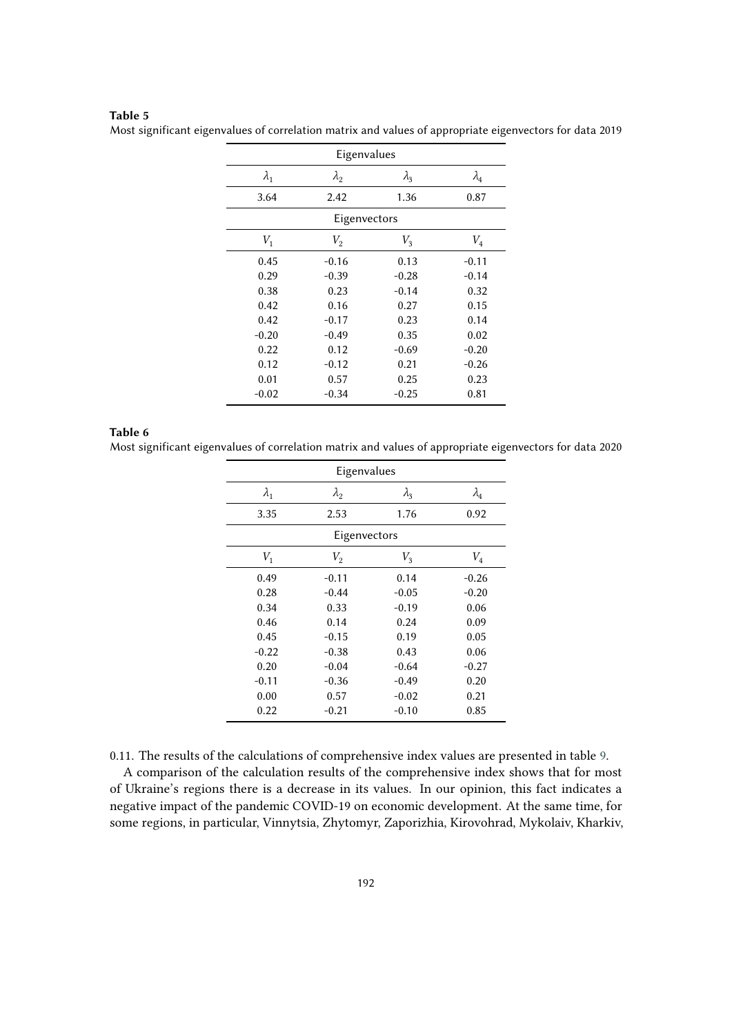**Table 5**
Most significant eigenvalues of correlation matrix and values of appropriate eigenvectors for data 2019

| Eigenvalues | | | |
|---|---|---|---|
| $\lambda_1$ | $\lambda_2$ | $\lambda_3$ | $\lambda_4$ |
| 3.64 | 2.42 | 1.36 | 0.87 |
| **Eigenvectors** | | | |
| $V_1$ | $V_2$ | $V_3$ | $V_4$ |
| 0.45 | -0.16 | 0.13 | -0.11 |
| 0.29 | -0.39 | -0.28 | -0.14 |
| 0.38 | 0.23 | -0.14 | 0.32 |
| 0.42 | 0.16 | 0.27 | 0.15 |
| 0.42 | -0.17 | 0.23 | 0.14 |
| -0.20 | -0.49 | 0.35 | 0.02 |
| 0.22 | 0.12 | -0.69 | -0.20 |
| 0.12 | -0.12 | 0.21 | -0.26 |
| 0.01 | 0.57 | 0.25 | 0.23 |
| -0.02 | -0.34 | -0.25 | 0.81 |

**Table 6**
Most significant eigenvalues of correlation matrix and values of appropriate eigenvectors for data 2020

| Eigenvalues | | | |
|---|---|---|---|
| $\lambda_1$ | $\lambda_2$ | $\lambda_3$ | $\lambda_4$ |
| 3.35 | 2.53 | 1.76 | 0.92 |
| **Eigenvectors** | | | |
| $V_1$ | $V_2$ | $V_3$ | $V_4$ |
| 0.49 | -0.11 | 0.14 | -0.26 |
| 0.28 | -0.44 | -0.05 | -0.20 |
| 0.34 | 0.33 | -0.19 | 0.06 |
| 0.46 | 0.14 | 0.24 | 0.09 |
| 0.45 | -0.15 | 0.19 | 0.05 |
| -0.22 | -0.38 | 0.43 | 0.06 |
| 0.20 | -0.04 | -0.64 | -0.27 |
| -0.11 | -0.36 | -0.49 | 0.20 |
| 0.00 | 0.57 | -0.02 | 0.21 |
| 0.22 | -0.21 | -0.10 | 0.85 |

0.11. The results of the calculations of comprehensive index values are presented in table 9.

A comparison of the calculation results of the comprehensive index shows that for most of Ukraine's regions there is a decrease in its values. In our opinion, this fact indicates a negative impact of the pandemic COVID-19 on economic development. At the same time, for some regions, in particular, Vinnytsia, Zhytomyr, Zaporizhia, Kirovohrad, Mykolaiv, Kharkiv,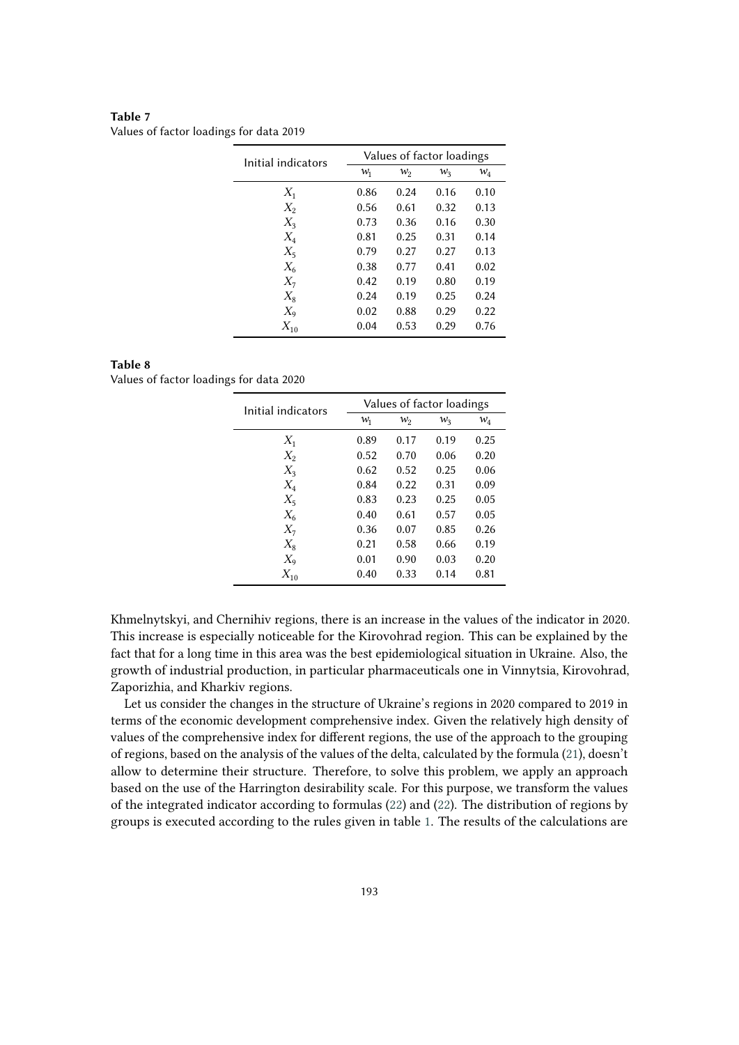**Table 7**
Values of factor loadings for data 2019

| Initial indicators | Values of factor loadings | | | |
|---|---|---|---|---|
| | $w_1$ | $w_2$ | $w_3$ | $w_4$ |
| $X_1$ | 0.86 | 0.24 | 0.16 | 0.10 |
| $X_2$ | 0.56 | 0.61 | 0.32 | 0.13 |
| $X_3$ | 0.73 | 0.36 | 0.16 | 0.30 |
| $X_4$ | 0.81 | 0.25 | 0.31 | 0.14 |
| $X_5$ | 0.79 | 0.27 | 0.27 | 0.13 |
| $X_6$ | 0.38 | 0.77 | 0.41 | 0.02 |
| $X_7$ | 0.42 | 0.19 | 0.80 | 0.19 |
| $X_8$ | 0.24 | 0.19 | 0.25 | 0.24 |
| $X_9$ | 0.02 | 0.88 | 0.29 | 0.22 |
| $X_{10}$ | 0.04 | 0.53 | 0.29 | 0.76 |

**Table 8**
Values of factor loadings for data 2020

| Initial indicators | Values of factor loadings | | | |
|---|---|---|---|---|
| | $w_1$ | $w_2$ | $w_3$ | $w_4$ |
| $X_1$ | 0.89 | 0.17 | 0.19 | 0.25 |
| $X_2$ | 0.52 | 0.70 | 0.06 | 0.20 |
| $X_3$ | 0.62 | 0.52 | 0.25 | 0.06 |
| $X_4$ | 0.84 | 0.22 | 0.31 | 0.09 |
| $X_5$ | 0.83 | 0.23 | 0.25 | 0.05 |
| $X_6$ | 0.40 | 0.61 | 0.57 | 0.05 |
| $X_7$ | 0.36 | 0.07 | 0.85 | 0.26 |
| $X_8$ | 0.21 | 0.58 | 0.66 | 0.19 |
| $X_9$ | 0.01 | 0.90 | 0.03 | 0.20 |
| $X_{10}$ | 0.40 | 0.33 | 0.14 | 0.81 |

Khmelnytskyi, and Chernihiv regions, there is an increase in the values of the indicator in 2020. This increase is especially noticeable for the Kirovohrad region. This can be explained by the fact that for a long time in this area was the best epidemiological situation in Ukraine. Also, the growth of industrial production, in particular pharmaceuticals one in Vinnytsia, Kirovohrad, Zaporizhia, and Kharkiv regions.

Let us consider the changes in the structure of Ukraine's regions in 2020 compared to 2019 in terms of the economic development comprehensive index. Given the relatively high density of values of the comprehensive index for different regions, the use of the approach to the grouping of regions, based on the analysis of the values of the delta, calculated by the formula (21), doesn't allow to determine their structure. Therefore, to solve this problem, we apply an approach based on the use of the Harrington desirability scale. For this purpose, we transform the values of the integrated indicator according to formulas (22) and (22). The distribution of regions by groups is executed according to the rules given in table 1. The results of the calculations are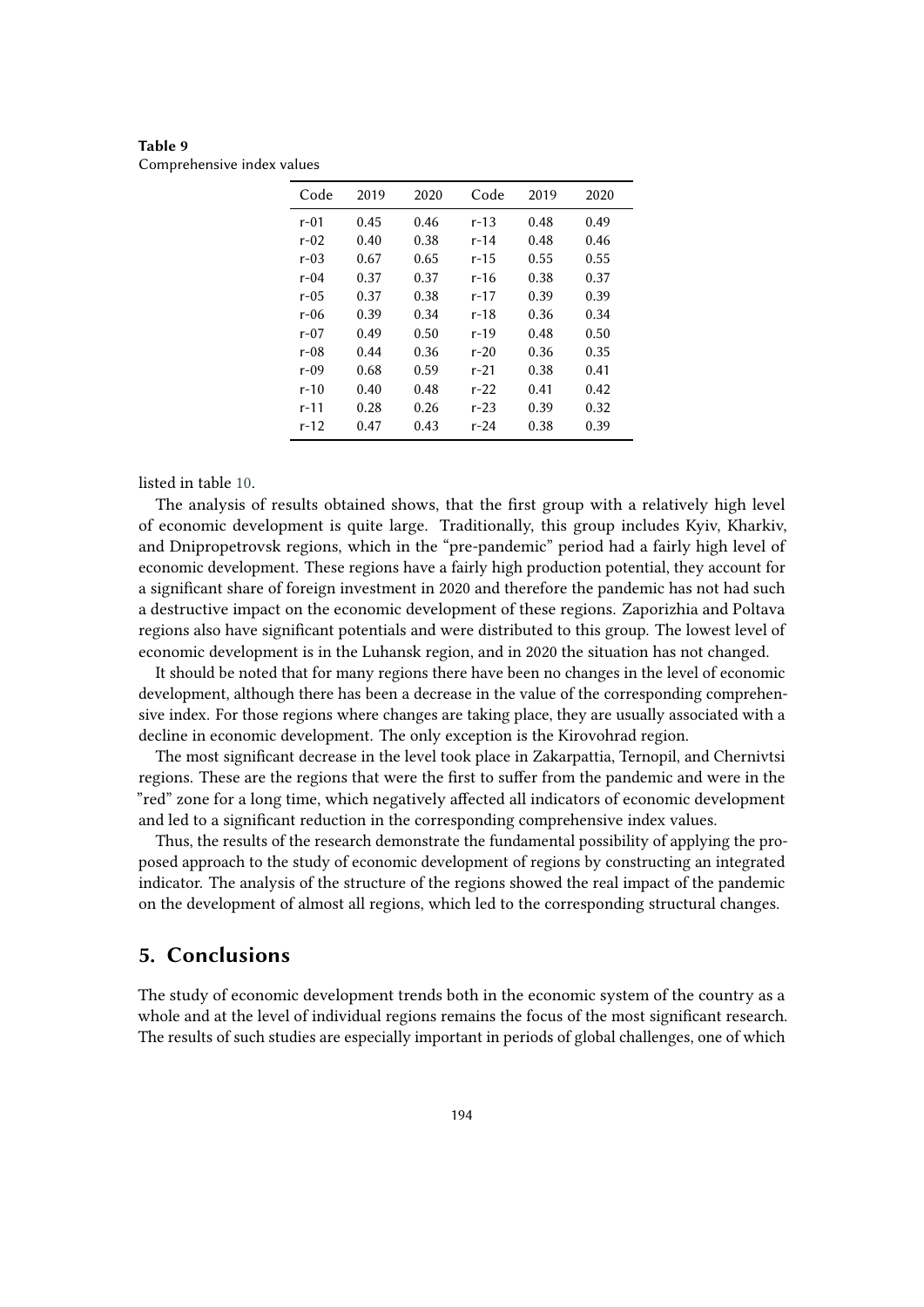**Table 9**
Comprehensive index values

| Code | 2019 | 2020 | Code | 2019 | 2020 |
|---|---|---|---|---|---|
| r-01 | 0.45 | 0.46 | r-13 | 0.48 | 0.49 |
| r-02 | 0.40 | 0.38 | r-14 | 0.48 | 0.46 |
| r-03 | 0.67 | 0.65 | r-15 | 0.55 | 0.55 |
| r-04 | 0.37 | 0.37 | r-16 | 0.38 | 0.37 |
| r-05 | 0.37 | 0.38 | r-17 | 0.39 | 0.39 |
| r-06 | 0.39 | 0.34 | r-18 | 0.36 | 0.34 |
| r-07 | 0.49 | 0.50 | r-19 | 0.48 | 0.50 |
| r-08 | 0.44 | 0.36 | r-20 | 0.36 | 0.35 |
| r-09 | 0.68 | 0.59 | r-21 | 0.38 | 0.41 |
| r-10 | 0.40 | 0.48 | r-22 | 0.41 | 0.42 |
| r-11 | 0.28 | 0.26 | r-23 | 0.39 | 0.32 |
| r-12 | 0.47 | 0.43 | r-24 | 0.38 | 0.39 |

listed in table 10.

The analysis of results obtained shows, that the first group with a relatively high level of economic development is quite large. Traditionally, this group includes Kyiv, Kharkiv, and Dnipropetrovsk regions, which in the "pre-pandemic" period had a fairly high level of economic development. These regions have a fairly high production potential, they account for a significant share of foreign investment in 2020 and therefore the pandemic has not had such a destructive impact on the economic development of these regions. Zaporizhia and Poltava regions also have significant potentials and were distributed to this group. The lowest level of economic development is in the Luhansk region, and in 2020 the situation has not changed.

It should be noted that for many regions there have been no changes in the level of economic development, although there has been a decrease in the value of the corresponding comprehensive index. For those regions where changes are taking place, they are usually associated with a decline in economic development. The only exception is the Kirovohrad region.

The most significant decrease in the level took place in Zakarpattia, Ternopil, and Chernivtsi regions. These are the regions that were the first to suffer from the pandemic and were in the "red" zone for a long time, which negatively affected all indicators of economic development and led to a significant reduction in the corresponding comprehensive index values.

Thus, the results of the research demonstrate the fundamental possibility of applying the proposed approach to the study of economic development of regions by constructing an integrated indicator. The analysis of the structure of the regions showed the real impact of the pandemic on the development of almost all regions, which led to the corresponding structural changes.

## 5. Conclusions

The study of economic development trends both in the economic system of the country as a whole and at the level of individual regions remains the focus of the most significant research. The results of such studies are especially important in periods of global challenges, one of which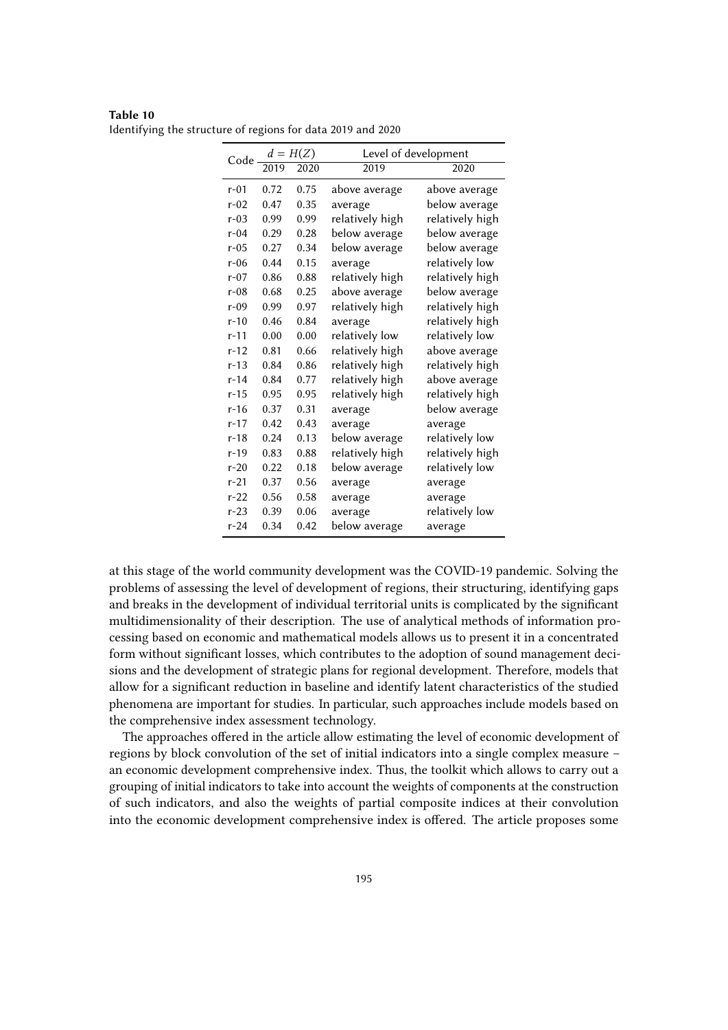**Table 10**
Identifying the structure of regions for data 2019 and 2020

| Code | $d = H(Z)$ | | Level of development | |
|---|---|---|---|---|
| | 2019 | 2020 | 2019 | 2020 |
| r-01 | 0.72 | 0.75 | above average | above average |
| r-02 | 0.47 | 0.35 | average | below average |
| r-03 | 0.99 | 0.99 | relatively high | relatively high |
| r-04 | 0.29 | 0.28 | below average | below average |
| r-05 | 0.27 | 0.34 | below average | below average |
| r-06 | 0.44 | 0.15 | average | relatively low |
| r-07 | 0.86 | 0.88 | relatively high | relatively high |
| r-08 | 0.68 | 0.25 | above average | below average |
| r-09 | 0.99 | 0.97 | relatively high | relatively high |
| r-10 | 0.46 | 0.84 | average | relatively high |
| r-11 | 0.00 | 0.00 | relatively low | relatively low |
| r-12 | 0.81 | 0.66 | relatively high | above average |
| r-13 | 0.84 | 0.86 | relatively high | relatively high |
| r-14 | 0.84 | 0.77 | relatively high | above average |
| r-15 | 0.95 | 0.95 | relatively high | relatively high |
| r-16 | 0.37 | 0.31 | average | below average |
| r-17 | 0.42 | 0.43 | average | average |
| r-18 | 0.24 | 0.13 | below average | relatively low |
| r-19 | 0.83 | 0.88 | relatively high | relatively high |
| r-20 | 0.22 | 0.18 | below average | relatively low |
| r-21 | 0.37 | 0.56 | average | average |
| r-22 | 0.56 | 0.58 | average | average |
| r-23 | 0.39 | 0.06 | average | relatively low |
| r-24 | 0.34 | 0.42 | below average | average |

at this stage of the world community development was the COVID-19 pandemic. Solving the problems of assessing the level of development of regions, their structuring, identifying gaps and breaks in the development of individual territorial units is complicated by the significant multidimensionality of their description. The use of analytical methods of information processing based on economic and mathematical models allows us to present it in a concentrated form without significant losses, which contributes to the adoption of sound management decisions and the development of strategic plans for regional development. Therefore, models that allow for a significant reduction in baseline and identify latent characteristics of the studied phenomena are important for studies. In particular, such approaches include models based on the comprehensive index assessment technology.

The approaches offered in the article allow estimating the level of economic development of regions by block convolution of the set of initial indicators into a single complex measure – an economic development comprehensive index. Thus, the toolkit which allows to carry out a grouping of initial indicators to take into account the weights of components at the construction of such indicators, and also the weights of partial composite indices at their convolution into the economic development comprehensive index is offered. The article proposes some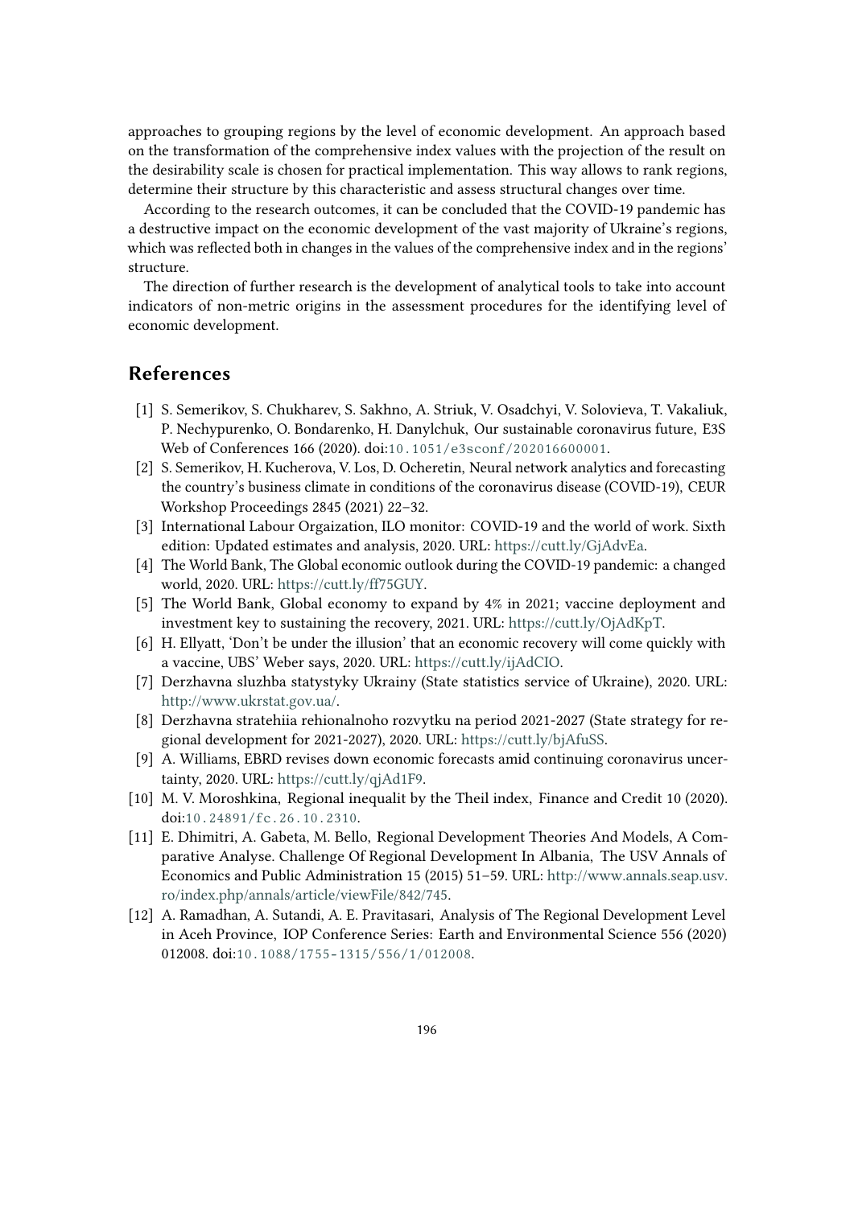approaches to grouping regions by the level of economic development. An approach based on the transformation of the comprehensive index values with the projection of the result on the desirability scale is chosen for practical implementation. This way allows to rank regions, determine their structure by this characteristic and assess structural changes over time.

According to the research outcomes, it can be concluded that the COVID-19 pandemic has a destructive impact on the economic development of the vast majority of Ukraine's regions, which was reflected both in changes in the values of the comprehensive index and in the regions' structure.

The direction of further research is the development of analytical tools to take into account indicators of non-metric origins in the assessment procedures for the identifying level of economic development.

## References

[1] S. Semerikov, S. Chukharev, S. Sakhno, A. Striuk, V. Osadchyi, V. Solovieva, T. Vakaliuk, P. Nechypurenko, O. Bondarenko, H. Danylchuk, Our sustainable coronavirus future, E3S Web of Conferences 166 (2020). doi:10.1051/e3sconf/202016600001.

[2] S. Semerikov, H. Kucherova, V. Los, D. Ocheretin, Neural network analytics and forecasting the country's business climate in conditions of the coronavirus disease (COVID-19), CEUR Workshop Proceedings 2845 (2021) 22–32.

[3] International Labour Orgaization, ILO monitor: COVID-19 and the world of work. Sixth edition: Updated estimates and analysis, 2020. URL: https://cutt.ly/GjAdvEa.

[4] The World Bank, The Global economic outlook during the COVID-19 pandemic: a changed world, 2020. URL: https://cutt.ly/ff75GUY.

[5] The World Bank, Global economy to expand by 4% in 2021; vaccine deployment and investment key to sustaining the recovery, 2021. URL: https://cutt.ly/OjAdKpT.

[6] H. Ellyatt, 'Don't be under the illusion' that an economic recovery will come quickly with a vaccine, UBS' Weber says, 2020. URL: https://cutt.ly/ijAdCIO.

[7] Derzhavna sluzhba statystyky Ukrainy (State statistics service of Ukraine), 2020. URL: http://www.ukrstat.gov.ua/.

[8] Derzhavna stratehiia rehionalnoho rozvytku na period 2021-2027 (State strategy for regional development for 2021-2027), 2020. URL: https://cutt.ly/bjAfuSS.

[9] A. Williams, EBRD revises down economic forecasts amid continuing coronavirus uncertainty, 2020. URL: https://cutt.ly/qjAd1F9.

[10] M. V. Moroshkina, Regional inequalit by the Theil index, Finance and Credit 10 (2020). doi:10.24891/fc.26.10.2310.

[11] E. Dhimitri, A. Gabeta, M. Bello, Regional Development Theories And Models, A Comparative Analyse. Challenge Of Regional Development In Albania, The USV Annals of Economics and Public Administration 15 (2015) 51–59. URL: http://www.annals.seap.usv.ro/index.php/annals/article/viewFile/842/745.

[12] A. Ramadhan, A. Sutandi, A. E. Pravitasari, Analysis of The Regional Development Level in Aceh Province, IOP Conference Series: Earth and Environmental Science 556 (2020) 012008. doi:10.1088/1755-1315/556/1/012008.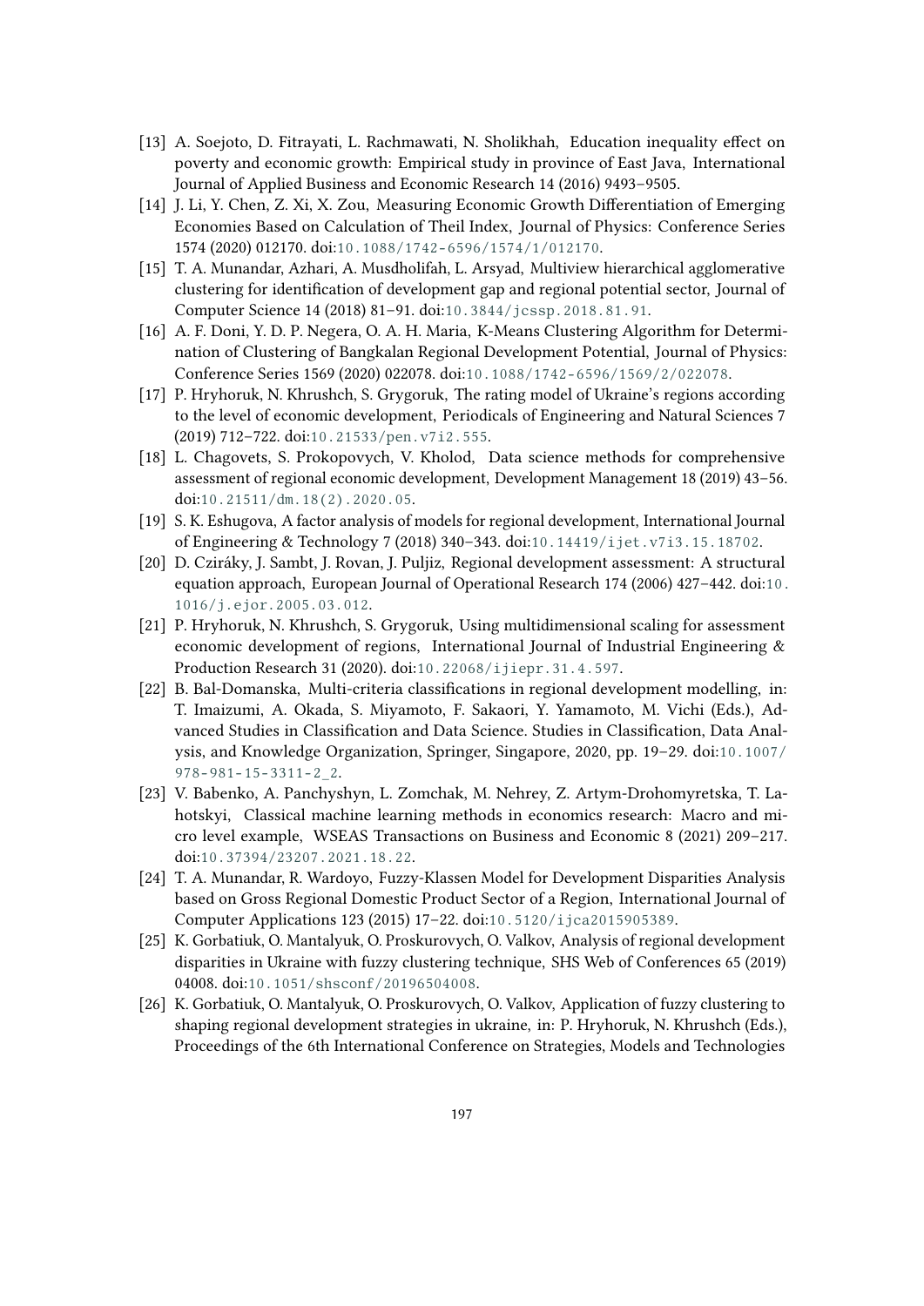[13] A. Soejoto, D. Fitrayati, L. Rachmawati, N. Sholikhah, Education inequality effect on poverty and economic growth: Empirical study in province of East Java, International Journal of Applied Business and Economic Research 14 (2016) 9493–9505.

[14] J. Li, Y. Chen, Z. Xi, X. Zou, Measuring Economic Growth Differentiation of Emerging Economies Based on Calculation of Theil Index, Journal of Physics: Conference Series 1574 (2020) 012170. doi:10.1088/1742-6596/1574/1/012170.

[15] T. A. Munandar, Azhari, A. Musdholifah, L. Arsyad, Multiview hierarchical agglomerative clustering for identification of development gap and regional potential sector, Journal of Computer Science 14 (2018) 81–91. doi:10.3844/jcssp.2018.81.91.

[16] A. F. Doni, Y. D. P. Negera, O. A. H. Maria, K-Means Clustering Algorithm for Determination of Clustering of Bangkalan Regional Development Potential, Journal of Physics: Conference Series 1569 (2020) 022078. doi:10.1088/1742-6596/1569/2/022078.

[17] P. Hryhoruk, N. Khrushch, S. Grygoruk, The rating model of Ukraine's regions according to the level of economic development, Periodicals of Engineering and Natural Sciences 7 (2019) 712–722. doi:10.21533/pen.v7i2.555.

[18] L. Chagovets, S. Prokopovych, V. Kholod, Data science methods for comprehensive assessment of regional economic development, Development Management 18 (2019) 43–56. doi:10.21511/dm.18(2).2020.05.

[19] S. K. Eshugova, A factor analysis of models for regional development, International Journal of Engineering & Technology 7 (2018) 340–343. doi:10.14419/ijet.v7i3.15.18702.

[20] D. Cziráky, J. Sambt, J. Rovan, J. Puljiz, Regional development assessment: A structural equation approach, European Journal of Operational Research 174 (2006) 427–442. doi:10.1016/j.ejor.2005.03.012.

[21] P. Hryhoruk, N. Khrushch, S. Grygoruk, Using multidimensional scaling for assessment economic development of regions, International Journal of Industrial Engineering & Production Research 31 (2020). doi:10.22068/ijiepr.31.4.597.

[22] B. Bal-Domanska, Multi-criteria classifications in regional development modelling, in: T. Imaizumi, A. Okada, S. Miyamoto, F. Sakaori, Y. Yamamoto, M. Vichi (Eds.), Advanced Studies in Classification and Data Science. Studies in Classification, Data Analysis, and Knowledge Organization, Springer, Singapore, 2020, pp. 19–29. doi:10.1007/978-981-15-3311-2_2.

[23] V. Babenko, A. Panchyshyn, L. Zomchak, M. Nehrey, Z. Artym-Drohomyretska, T. Lahotskyi, Classical machine learning methods in economics research: Macro and micro level example, WSEAS Transactions on Business and Economic 8 (2021) 209–217. doi:10.37394/23207.2021.18.22.

[24] T. A. Munandar, R. Wardoyo, Fuzzy-Klassen Model for Development Disparities Analysis based on Gross Regional Domestic Product Sector of a Region, International Journal of Computer Applications 123 (2015) 17–22. doi:10.5120/ijca2015905389.

[25] K. Gorbatiuk, O. Mantalyuk, O. Proskurovych, O. Valkov, Analysis of regional development disparities in Ukraine with fuzzy clustering technique, SHS Web of Conferences 65 (2019) 04008. doi:10.1051/shsconf/20196504008.

[26] K. Gorbatiuk, O. Mantalyuk, O. Proskurovych, O. Valkov, Application of fuzzy clustering to shaping regional development strategies in ukraine, in: P. Hryhoruk, N. Khrushch (Eds.), Proceedings of the 6th International Conference on Strategies, Models and Technologies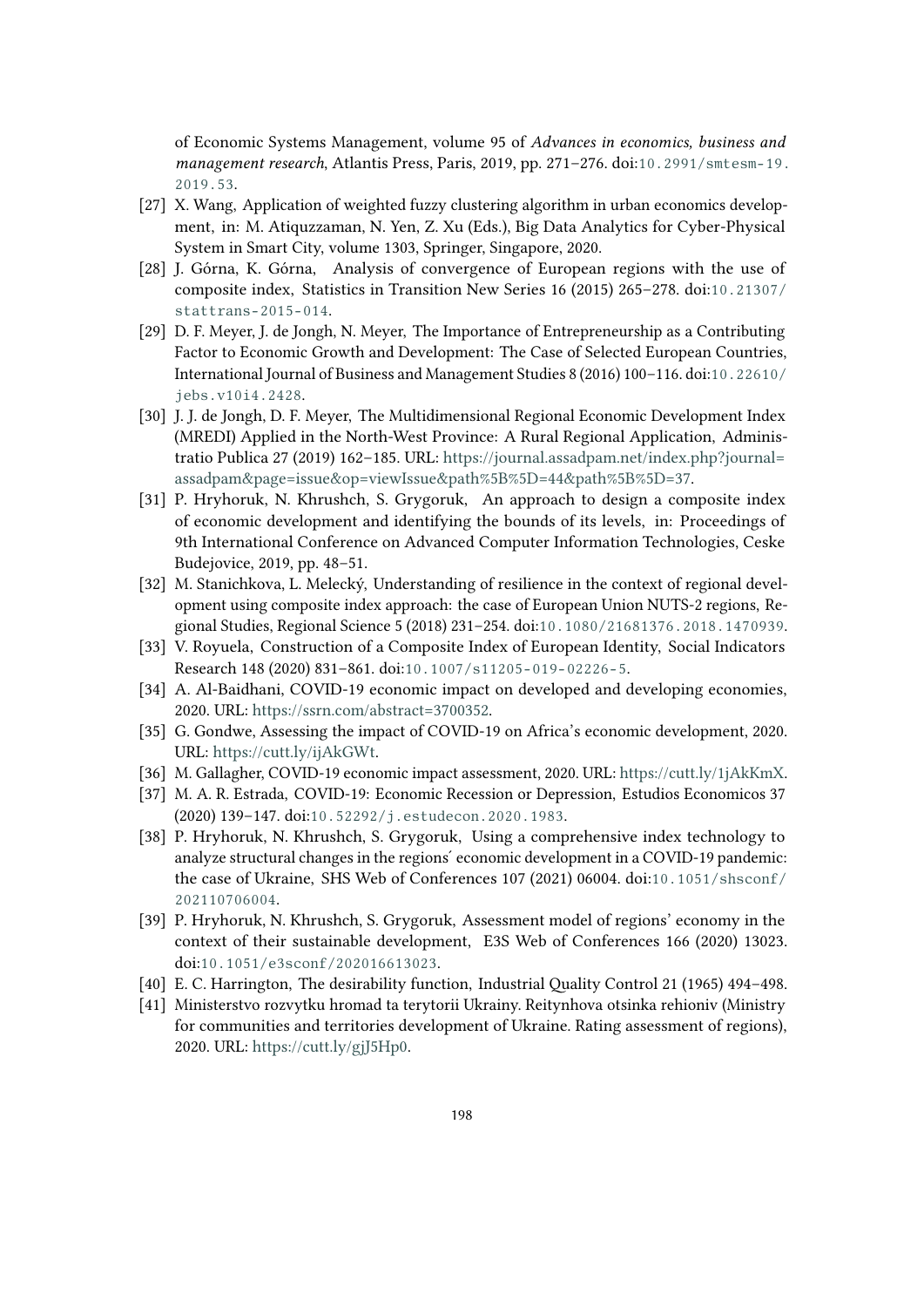of Economic Systems Management, volume 95 of *Advances in economics, business and management research*, Atlantis Press, Paris, 2019, pp. 271–276. doi:10.2991/smtesm-19.2019.53.

[27] X. Wang, Application of weighted fuzzy clustering algorithm in urban economics development, in: M. Atiquzzaman, N. Yen, Z. Xu (Eds.), Big Data Analytics for Cyber-Physical System in Smart City, volume 1303, Springer, Singapore, 2020.

[28] J. Górna, K. Górna, Analysis of convergence of European regions with the use of composite index, Statistics in Transition New Series 16 (2015) 265–278. doi:10.21307/stattrans-2015-014.

[29] D. F. Meyer, J. de Jongh, N. Meyer, The Importance of Entrepreneurship as a Contributing Factor to Economic Growth and Development: The Case of Selected European Countries, International Journal of Business and Management Studies 8 (2016) 100–116. doi:10.22610/jebs.v10i4.2428.

[30] J. J. de Jongh, D. F. Meyer, The Multidimensional Regional Economic Development Index (MREDI) Applied in the North-West Province: A Rural Regional Application, Administratio Publica 27 (2019) 162–185. URL: https://journal.assadpam.net/index.php?journal=assadpam&page=issue&op=viewIssue&path%5B%5D=44&path%5B%5D=37.

[31] P. Hryhoruk, N. Khrushch, S. Grygoruk, An approach to design a composite index of economic development and identifying the bounds of its levels, in: Proceedings of 9th International Conference on Advanced Computer Information Technologies, Ceske Budejovice, 2019, pp. 48–51.

[32] M. Stanichkova, L. Melecký, Understanding of resilience in the context of regional development using composite index approach: the case of European Union NUTS-2 regions, Regional Studies, Regional Science 5 (2018) 231–254. doi:10.1080/21681376.2018.1470939.

[33] V. Royuela, Construction of a Composite Index of European Identity, Social Indicators Research 148 (2020) 831–861. doi:10.1007/s11205-019-02226-5.

[34] A. Al-Baidhani, COVID-19 economic impact on developed and developing economies, 2020. URL: https://ssrn.com/abstract=3700352.

[35] G. Gondwe, Assessing the impact of COVID-19 on Africa's economic development, 2020. URL: https://cutt.ly/ijAkGWt.

[36] M. Gallagher, COVID-19 economic impact assessment, 2020. URL: https://cutt.ly/1jAkKmX.

[37] M. A. R. Estrada, COVID-19: Economic Recession or Depression, Estudios Economicos 37 (2020) 139–147. doi:10.52292/j.estudecon.2020.1983.

[38] P. Hryhoruk, N. Khrushch, S. Grygoruk, Using a comprehensive index technology to analyze structural changes in the regions´ economic development in a COVID-19 pandemic: the case of Ukraine, SHS Web of Conferences 107 (2021) 06004. doi:10.1051/shsconf/202110706004.

[39] P. Hryhoruk, N. Khrushch, S. Grygoruk, Assessment model of regions' economy in the context of their sustainable development, E3S Web of Conferences 166 (2020) 13023. doi:10.1051/e3sconf/202016613023.

[40] E. C. Harrington, The desirability function, Industrial Quality Control 21 (1965) 494–498.

[41] Ministerstvo rozvytku hromad ta terytorii Ukrainy. Reitynhova otsinka rehioniv (Ministry for communities and territories development of Ukraine. Rating assessment of regions), 2020. URL: https://cutt.ly/gjJ5Hp0.